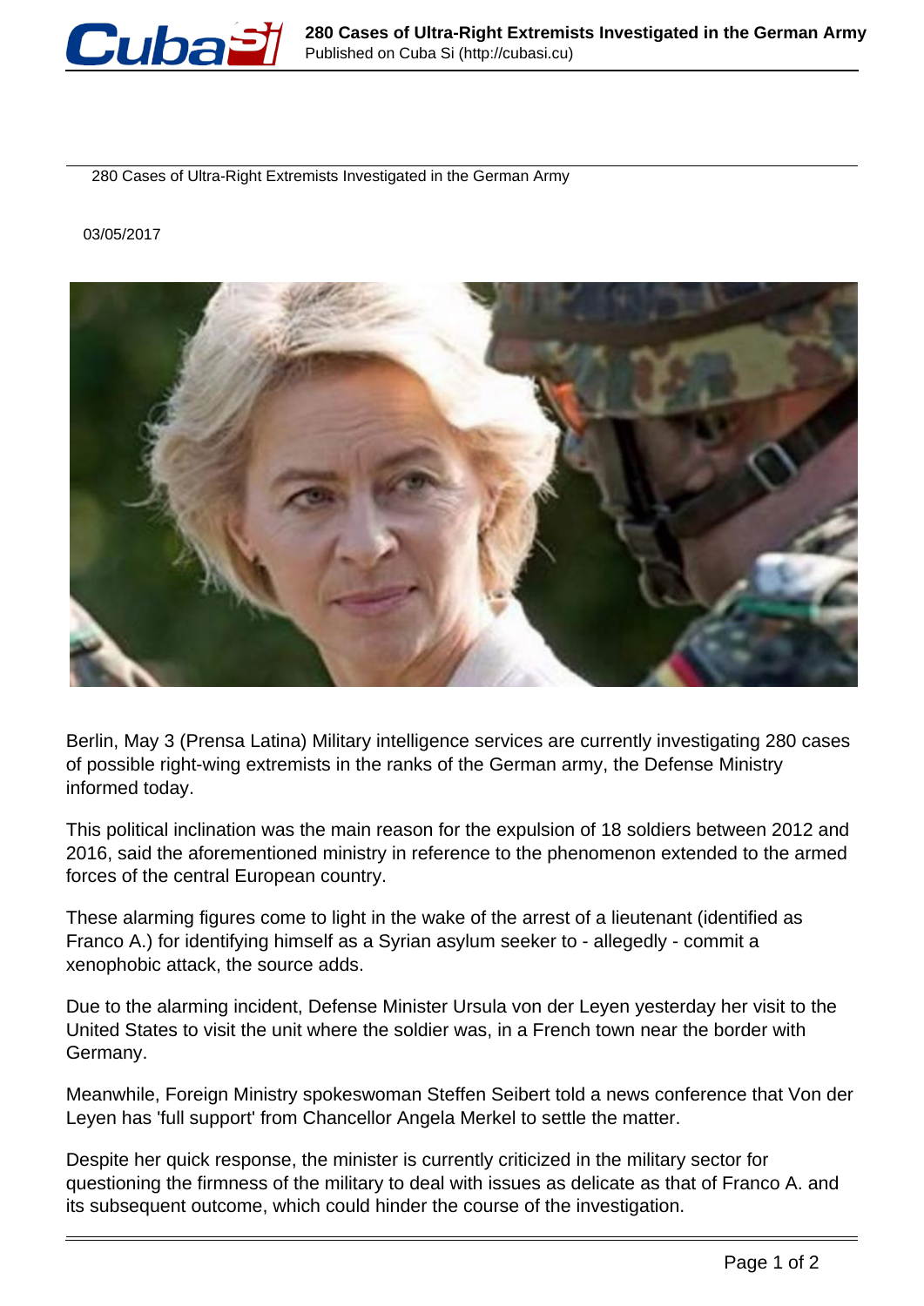280 Cases of Ultra-Right Extremists Investigated in the German Army

03/05/2017

Berlin, May 3 (Prensa Latina) Military intelligence services are currently investigating 280 cases of possible right-wing extremists in the ranks of the German army, the Defense Ministry informed today.

This political inclination was the main reason for the expulsion of 18 soldiers between 2012 and 2016, said the aforementioned ministry in reference to the phenomenon extended to the armed forces of the central European country.

These alarming figures come to light in the wake of the arrest of a lieutenant (identified as Franco A.) for identifying himself as a Syrian asylum seeker to - allegedly - commit a xenophobic attack, the source adds.

Due to the alarming incident, Defense Minister Ursula von der Leyen yesterday her visit to the United States to visit the unit where the soldier was, in a French town near the border with Germany.

Meanwhile, Foreign Ministry spokeswoman Steffen Seibert told a news conference that Von der Leyen has 'full support' from Chancellor Angela Merkel to settle the matter.

Despite her quick response, the minister is currently criticized in the military sector for questioning the firmness of the military to deal with issues as delicate as that of Franco A. and its subsequent outcome, which could hinder the course of the investigation.